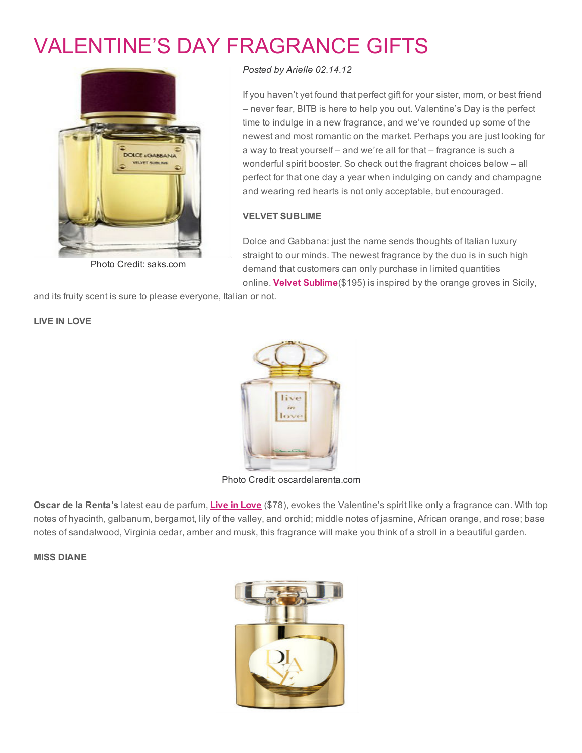# VALENTINE'S DAY FRAGRANCE GIFTS

Photo Credit: saks.com

*Posted by Arielle 02.14.12*

If you haven't yet found that perfect gift for your sister, mom, or best friend – never fear, BITB is here to help you out. Valentine's Day is the perfect time to indulge in a new fragrance, and we've rounded up some of the newest and most romantic on the market. Perhaps you are just looking for a way to treat yourself – and we're all for that – fragrance is such a wonderful spirit booster. So check out the fragrant choices below – all perfect for that one day a year when indulging on candy and champagne and wearing red hearts is not only acceptable, but encouraged.

**VELVET SUBLIME**

Dolce and Gabbana: just the name sends thoughts of Italian luxury straight to our minds. The newest fragrance by the duo is in such high demand that customers can only purchase in limited quantities online. **Velvet Sublime**($195) is inspired by the orange groves in Sicily, and its fruity scent is sure to please everyone, Italian or not.

**LIVE IN LOVE**

Photo Credit: oscardelarenta.com

**Oscar de la Renta's** latest eau de parfum, **Live in Love** ($78), evokes the Valentine's spirit like only a fragrance can. With top notes of hyacinth, galbanum, bergamot, lily of the valley, and orchid; middle notes of jasmine, African orange, and rose; base notes of sandalwood, Virginia cedar, amber and musk, this fragrance will make you think of a stroll in a beautiful garden.

**MISS DIANE**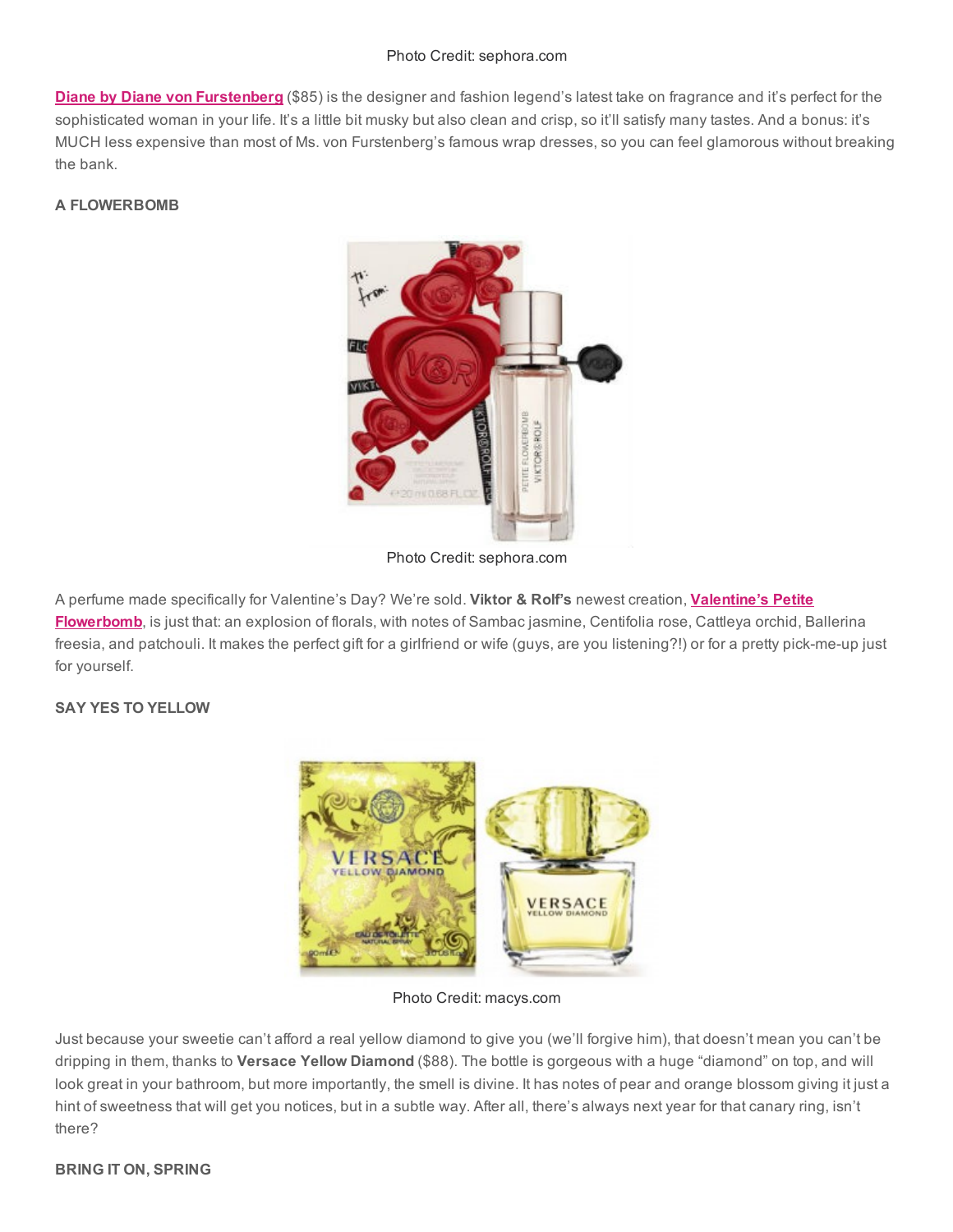Photo Credit: sephora.com

**Diane by Diane von Furstenberg** ($85) is the designer and fashion legend's latest take on fragrance and it's perfect for the sophisticated woman in your life. It's a little bit musky but also clean and crisp, so it'll satisfy many tastes. And a bonus: it's MUCH less expensive than most of Ms. von Furstenberg's famous wrap dresses, so you can feel glamorous without breaking the bank.

**A FLOWERBOMB**

Photo Credit: sephora.com

A perfume made specifically for Valentine's Day? We're sold. **Viktor & Rolf's** newest creation, **Valentine's Petite Flowerbomb**, is just that: an explosion of florals, with notes of Sambac jasmine, Centifolia rose, Cattleya orchid, Ballerina freesia, and patchouli. It makes the perfect gift for a girlfriend or wife (guys, are you listening?!) or for a pretty pick-me-up just for yourself.

**SAY YES TO YELLOW**

Photo Credit: macys.com

Just because your sweetie can't afford a real yellow diamond to give you (we'll forgive him), that doesn't mean you can't be dripping in them, thanks to **Versace Yellow Diamond** ($88). The bottle is gorgeous with a huge "diamond" on top, and will look great in your bathroom, but more importantly, the smell is divine. It has notes of pear and orange blossom giving it just a hint of sweetness that will get you notices, but in a subtle way. After all, there's always next year for that canary ring, isn't there?

**BRING IT ON, SPRING**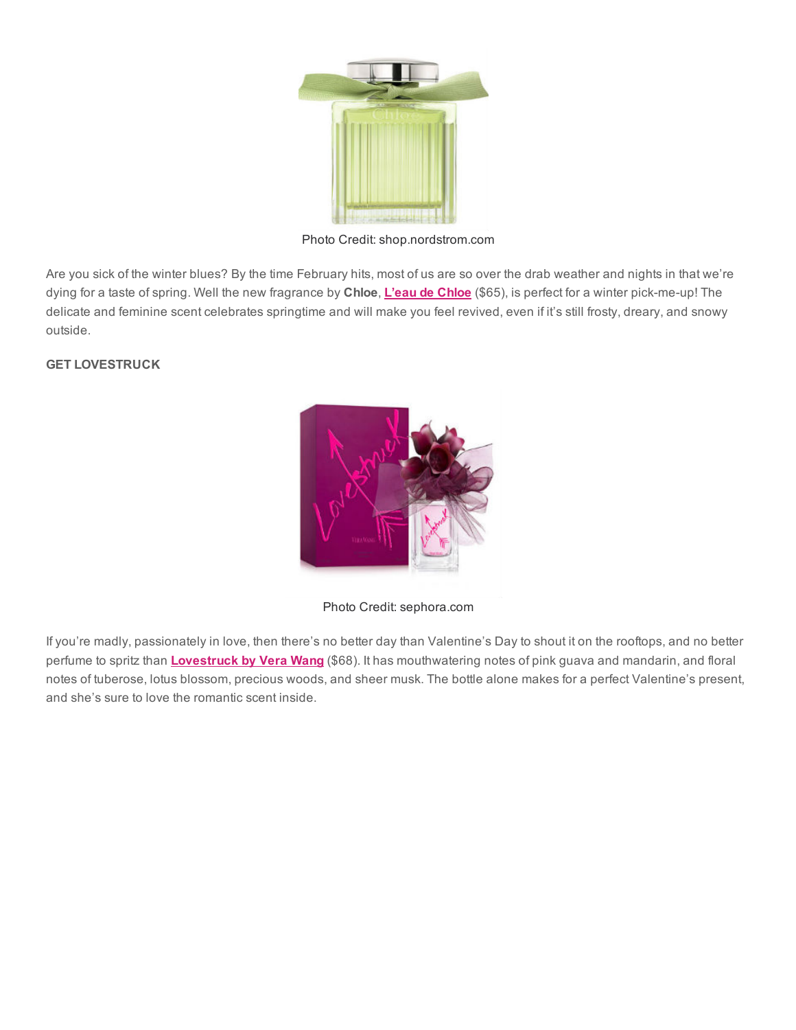Photo Credit: shop.nordstrom.com

Are you sick of the winter blues? By the time February hits, most of us are so over the drab weather and nights in that we're dying for a taste of spring. Well the new fragrance by **Chloe**, **L'eau de Chloe** ($65), is perfect for a winter pick-me-up! The delicate and feminine scent celebrates springtime and will make you feel revived, even if it's still frosty, dreary, and snowy outside.

**GET LOVESTRUCK**

Photo Credit: sephora.com

If you're madly, passionately in love, then there's no better day than Valentine's Day to shout it on the rooftops, and no better perfume to spritz than **Lovestruck by Vera Wang** ($68). It has mouthwatering notes of pink guava and mandarin, and floral notes of tuberose, lotus blossom, precious woods, and sheer musk. The bottle alone makes for a perfect Valentine's present, and she's sure to love the romantic scent inside.